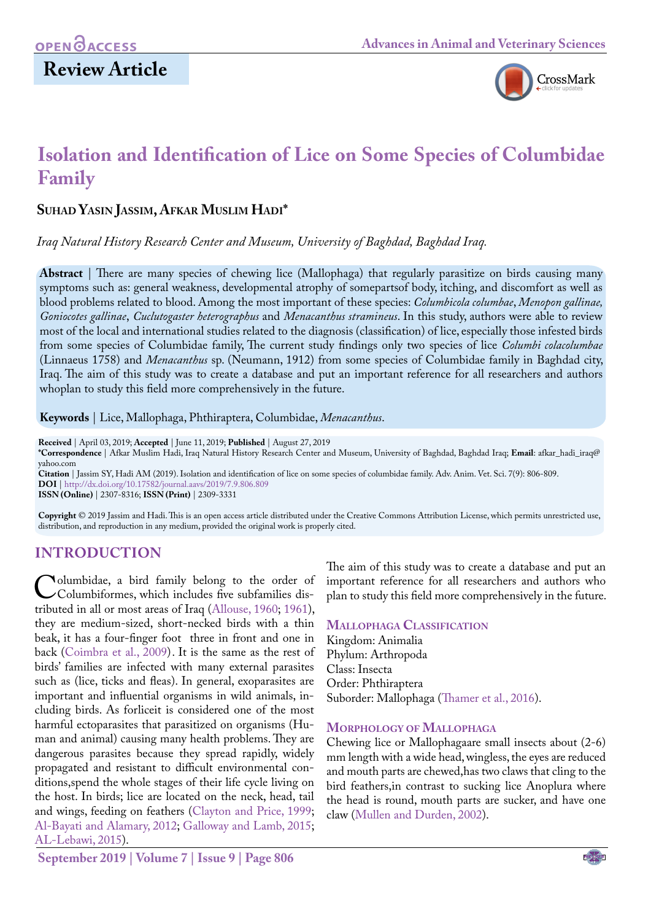Review Article

# Isolation and Identification of Lice on Some Species of Columbidae Family

**Suhad Yasin Jassim, Afkar Muslim Hadi***

*Iraq Natural History Research Center and Museum, University of Baghdad, Baghdad Iraq.*

**Abstract** | There are many species of chewing lice (Mallophaga) that regularly parasitize on birds causing many symptoms such as: general weakness, developmental atrophy of somepartsof body, itching, and discomfort as well as blood problems related to blood. Among the most important of these species: *Columbicola columbae*, *Menopon gallinae, Goniocotes gallinae*, *Cuclutogaster heterographus* and *Menacanthus stramineus*. In this study, authors were able to review most of the local and international studies related to the diagnosis (classification) of lice, especially those infested birds from some species of Columbidae family, The current study findings only two species of lice *Columbi colacolumbae* (Linnaeus 1758) and *Menacanthus* sp. (Neumann, 1912) from some species of Columbidae family in Baghdad city, Iraq. The aim of this study was to create a database and put an important reference for all researchers and authors whoplan to study this field more comprehensively in the future.

**Keywords** | Lice, Mallophaga, Phthiraptera, Columbidae, *Menacanthus*.

**Received** | April 03, 2019; **Accepted** | June 11, 2019; **Published** | August 27, 2019
***Correspondence** | Afkar Muslim Hadi, Iraq Natural History Research Center and Museum, University of Baghdad, Baghdad Iraq; **Email**: afkar_hadi_iraq@yahoo.com
**Citation** | Jassim SY, Hadi AM (2019). Isolation and identification of lice on some species of columbidae family. Adv. Anim. Vet. Sci. 7(9): 806-809.
**DOI** | http://dx.doi.org/10.17582/journal.aavs/2019/7.9.806.809
**ISSN (Online)** | 2307-8316; **ISSN (Print)** | 2309-3331

**Copyright** © 2019 Jassim and Hadi. This is an open access article distributed under the Creative Commons Attribution License, which permits unrestricted use, distribution, and reproduction in any medium, provided the original work is properly cited.

## INTRODUCTION

Columbidae, a bird family belong to the order of Columbiformes, which includes five subfamilies distributed in all or most areas of Iraq (Allouse, 1960; 1961), they are medium-sized, short-necked birds with a thin beak, it has a four-finger foot three in front and one in back (Coimbra et al., 2009). It is the same as the rest of birds' families are infected with many external parasites such as (lice, ticks and fleas). In general, exoparasites are important and influential organisms in wild animals, including birds. As forliceit is considered one of the most harmful ectoparasites that parasitized on organisms (Human and animal) causing many health problems. They are dangerous parasites because they spread rapidly, widely propagated and resistant to difficult environmental conditions,spend the whole stages of their life cycle living on the host. In birds; lice are located on the neck, head, tail and wings, feeding on feathers (Clayton and Price, 1999; Al-Bayati and Alamary, 2012; Galloway and Lamb, 2015; AL-Lebawi, 2015).

The aim of this study was to create a database and put an important reference for all researchers and authors who plan to study this field more comprehensively in the future.

### Mallophaga Classification

Kingdom: Animalia
Phylum: Arthropoda
Class: Insecta
Order: Phthiraptera
Suborder: Mallophaga (Thamer et al., 2016).

### Morphology of Mallophaga

Chewing lice or Mallophagaare small insects about (2-6) mm length with a wide head, wingless, the eyes are reduced and mouth parts are chewed,has two claws that cling to the bird feathers,in contrast to sucking lice Anoplura where the head is round, mouth parts are sucker, and have one claw (Mullen and Durden, 2002).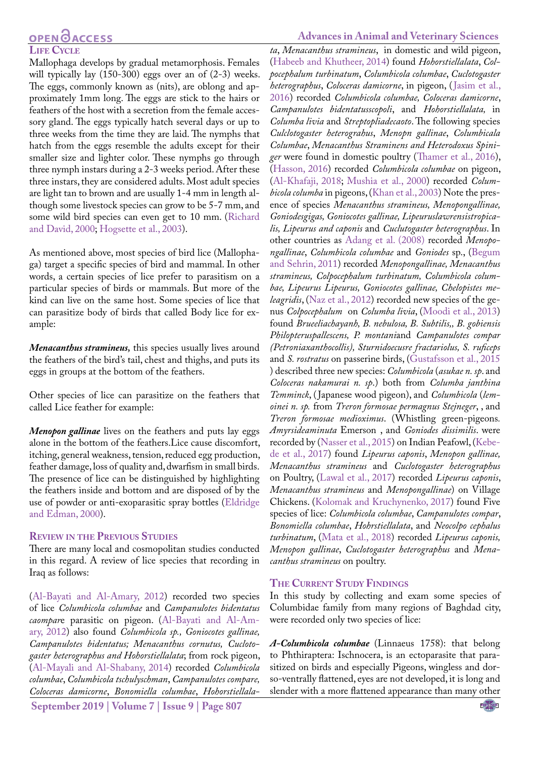## Life Cycle

Mallophaga develops by gradual metamorphosis. Females will typically lay (150-300) eggs over an of (2-3) weeks. The eggs, commonly known as (nits), are oblong and approximately 1mm long. The eggs are stick to the hairs or feathers of the host with a secretion from the female accessory gland. The eggs typically hatch several days or up to three weeks from the time they are laid. The nymphs that hatch from the eggs resemble the adults except for their smaller size and lighter color. These nymphs go through three nymph instars during a 2-3 weeks period. After these three instars, they are considered adults. Most adult species are light tan to brown and are usually 1-4 mm in length although some livestock species can grow to be 5-7 mm, and some wild bird species can even get to 10 mm. (Richard and David, 2000; Hogsette et al., 2003).

As mentioned above, most species of bird lice (Mallophaga) target a specific species of bird and mammal. In other words, a certain species of lice prefer to parasitism on a particular species of birds or mammals. But more of the kind can live on the same host. Some species of lice that can parasitize body of birds that called Body lice for example:

***Menacanthus stramineus,*** this species usually lives around the feathers of the bird's tail, chest and thighs, and puts its eggs in groups at the bottom of the feathers.

Other species of lice can parasitize on the feathers that called Lice feather for example:

***Menopon gallinae*** lives on the feathers and puts lay eggs alone in the bottom of the feathers.Lice cause discomfort, itching, general weakness, tension, reduced egg production, feather damage, loss of quality and, dwarfism in small birds. The presence of lice can be distinguished by highlighting the feathers inside and bottom and are disposed of by the use of powder or anti-exoparasitic spray bottles (Eldridge and Edman, 2000).

## Review in the Previous Studies

There are many local and cosmopolitan studies conducted in this regard. A review of lice species that recording in Iraq as follows:

(Al-Bayati and Al-Amary, 2012) recorded two species of lice *Columbicola columbae* and *Campanulotes bidentatus caompare* parasitic on pigeon. (Al-Bayati and Al-Amary, 2012) also found *Columbicola sp., Goniocotes gallinae, Campanulotes bidentatus; Menacanthus cornutus, Cuclotogaster heterographus and Hohorstiellalata*; from rock pigeon, (Al-Mayali and Al-Shabany, 2014) recorded *Columbicola columbae*, *Columbicola tschulyschman*, *Campanulotes compare, Coloceras damicorne*, *Bonomiella columbae*, *Hohorstiellalata*, *Menacanthus stramineus*, in domestic and wild pigeon, (Habeeb and Khutheer, 2014) found *Hohorstiellalata*, *Colpocephalum turbinatum*, *Columbicola columbae*, *Cuclotogaster heterographus*, *Coloceras damicorne*, in pigeon, (Jasim et al., 2016) recorded *Columbicola columbae, Coloceras damicorne*, *Campanulotes bidentatusscopoli*, and *Hohorstiellalata,* in *Columba livia* and *Streptopliadecaoto*. The following species *Culclotogaster heterograhus*, *Menopn gallinae*, *Columbicala Columbae*, *Menacanthus Straminens and Heterodoxus Spiniger* were found in domestic poultry (Thamer et al., 2016), (Hasson, 2016) recorded *Columbicola columbae* on pigeon, (Al-Khafaji, 2018; Mushia et al., 2000) recorded *Columbicola columba* in pigeons, (Khan et al., 2003) Note the presence of species *Menacanthus stramineus, Menopongallinae, Goniodesgigas, Goniocotes gallinae, Lipeuruslawrensistropicalis, Lipeurus and caponis* and *Cuclutogaster heterographus*. In other countries as Adang et al. (2008) recorded *Menopongallinae*, *Columbicola columbae* and *Goniodes* sp., (Begum and Sehrin, 2011) recorded *Menopongallinae, Menacanthus stramineus, Colpocephalum turbinatum, Columbicola columbae, Lipeurus Lipeurus, Goniocotes gallinae, Chelopistes meleagridis*, (Naz et al., 2012) recorded new species of the genus *Colpocephalum* on *Columba livia*, (Moodi et al., 2013) found *Brueeliachayanh, B. nebulosa, B. Subtilis,, B. gobiensis Philopteruspallescens, P. montani*and *Campanulotes compar (Petroniaxanthocollis), Sturnidoecusre fractariolus, S. ruficeps* and *S. rostratus* on passerine birds, (Gustafsson et al., 2015 ) described three new species: *Columbicola* (*asukae n. sp*. and *Coloceras nakamurai n. sp*.) both from *Columba janthina Temminck*, (Japanese wood pigeon), and *Columbicola* (*lemoinei n. sp.* from *Treron formosae permagnus Stejneger*, , and *Treron formosae medioximus*. (Whistling green-pigeons. *Amyrsideaminuta* Emerson , and *Goniodes dissimilis*. were recorded by (Nasser et al., 2015) on Indian Peafowl, (Kebede et al., 2017) found *Lipeurus caponis*, *Menopon gallinae, Menacanthus stramineus* and *Cuclotogaster heterographus* on Poultry, (Lawal et al., 2017) recorded *Lipeurus caponis*, *Menacanthus stramineus* and *Menopongallinae*) on Village Chickens. (Kolomak and Kruchynenko, 2017) found Five species of lice: *Columbicola columbae*, *Campanulotes compar*, *Bonomiella columbae*, *Hohrstiellalata*, and *Neocolpo cephalus turbinatum*, (Mata et al., 2018) recorded *Lipeurus caponis, Menopon gallinae*, *Cuclotogaster heterographus* and *Menacanthus stramineus* on poultry.

## The Current Study Findings

In this study by collecting and exam some species of Columbidae family from many regions of Baghdad city, were recorded only two species of lice:

***A-Columbicola columbae*** (Linnaeus 1758): that belong to Phthiraptera: Ischnocera, is an ectoparasite that parasitized on birds and especially Pigeons, wingless and dorso-ventrally flattened, eyes are not developed, it is long and slender with a more flattened appearance than many other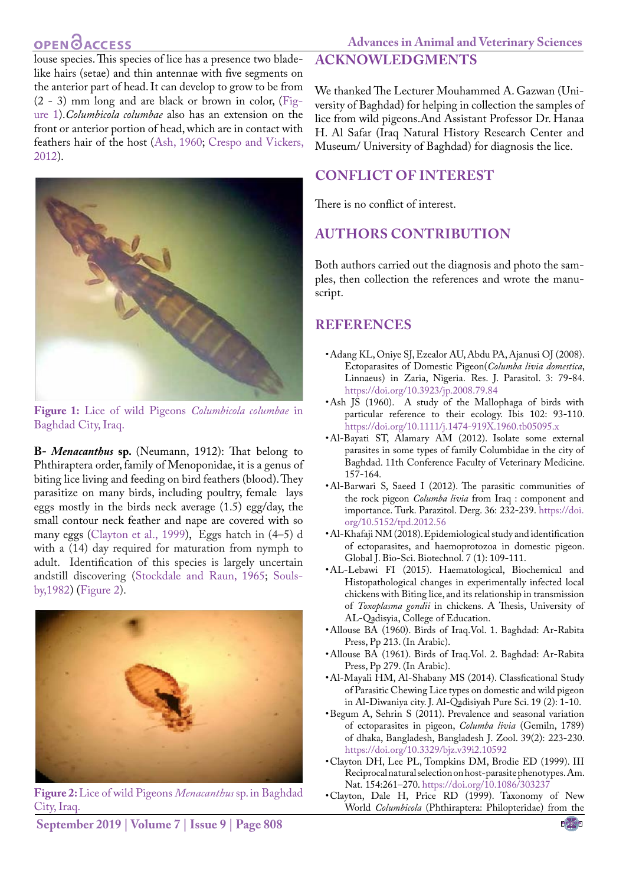louse species. This species of lice has a presence two blade-like hairs (setae) and thin antennae with five segments on the anterior part of head. It can develop to grow to be from (2 - 3) mm long and are black or brown in color, (Figure 1). *Columbicola columbae* also has an extension on the front or anterior portion of head, which are in contact with feathers hair of the host (Ash, 1960; Crespo and Vickers, 2012).

**Figure 1:** Lice of wild Pigeons *Columbicola columbae* in Baghdad City, Iraq.

**B- *Menacanthus* sp.** (Neumann, 1912): That belong to Phthiraptera order, family of Menoponidae, it is a genus of biting lice living and feeding on bird feathers (blood). They parasitize on many birds, including poultry, female lays eggs mostly in the birds neck average (1.5) egg/day, the small contour neck feather and nape are covered with so many eggs (Clayton et al., 1999), Eggs hatch in (4–5) d with a (14) day required for maturation from nymph to adult. Identification of this species is largely uncertain andstill discovering (Stockdale and Raun, 1965; Soulsby,1982) (Figure 2).

**Figure 2:** Lice of wild Pigeons *Menacanthus* sp. in Baghdad City, Iraq.

## ACKNOWLEDGMENTS

We thanked The Lecturer Mouhammed A. Gazwan (University of Baghdad) for helping in collection the samples of lice from wild pigeons.And Assistant Professor Dr. Hanaa H. Al Safar (Iraq Natural History Research Center and Museum/ University of Baghdad) for diagnosis the lice.

## CONFLICT OF INTEREST

There is no conflict of interest.

## AUTHORS CONTRIBUTION

Both authors carried out the diagnosis and photo the samples, then collection the references and wrote the manuscript.

## REFERENCES

- Adang KL, Oniye SJ, Ezealor AU, Abdu PA, Ajanusi OJ (2008). Ectoparasites of Domestic Pigeon(*Columba livia domestica*, Linnaeus) in Zaria, Nigeria. Res. J. Parasitol. 3: 79-84. https://doi.org/10.3923/jp.2008.79.84
- Ash JS (1960). A study of the Mallophaga of birds with particular reference to their ecology. Ibis 102: 93-110. https://doi.org/10.1111/j.1474-919X.1960.tb05095.x
- Al-Bayati ST, Alamary AM (2012). Isolate some external parasites in some types of family Columbidae in the city of Baghdad. 11th Conference Faculty of Veterinary Medicine. 157-164.
- Al-Barwari S, Saeed I (2012). The parasitic communities of the rock pigeon *Columba livia* from Iraq : component and importance. Turk. Parazitol. Derg. 36: 232-239. https://doi.org/10.5152/tpd.2012.56
- Al-Khafaji NM (2018). Epidemiological study and identification of ectoparasites, and haemoprotozoa in domestic pigeon. Global J. Bio-Sci. Biotechnol. 7 (1): 109-111.
- AL-Lebawi FI (2015). Haematological, Biochemical and Histopathological changes in experimentally infected local chickens with Biting lice, and its relationship in transmission of *Toxoplasma gondii* in chickens. A Thesis, University of AL-Qadisyia, College of Education.
- Allouse BA (1960). Birds of Iraq.Vol. 1. Baghdad: Ar-Rabita Press, Pp 213. (In Arabic).
- Allouse BA (1961). Birds of Iraq.Vol. 2. Baghdad: Ar-Rabita Press, Pp 279. (In Arabic).
- Al-Mayali HM, Al-Shabany MS (2014). Classficational Study of Parasitic Chewing Lice types on domestic and wild pigeon in Al-Diwaniya city. J. Al-Qadisiyah Pure Sci. 19 (2): 1-10.
- Begum A, Sehrin S (2011). Prevalence and seasonal variation of ectoparasites in pigeon, *Columba livia* (Gemiln, 1789) of dhaka, Bangladesh, Bangladesh J. Zool. 39(2): 223-230. https://doi.org/10.3329/bjz.v39i2.10592
- Clayton DH, Lee PL, Tompkins DM, Brodie ED (1999). III Reciprocal natural selection on host-parasite phenotypes. Am. Nat. 154:261–270. https://doi.org/10.1086/303237
- Clayton, Dale H, Price RD (1999). Taxonomy of New World *Columbicola* (Phthiraptera: Philopteridae) from the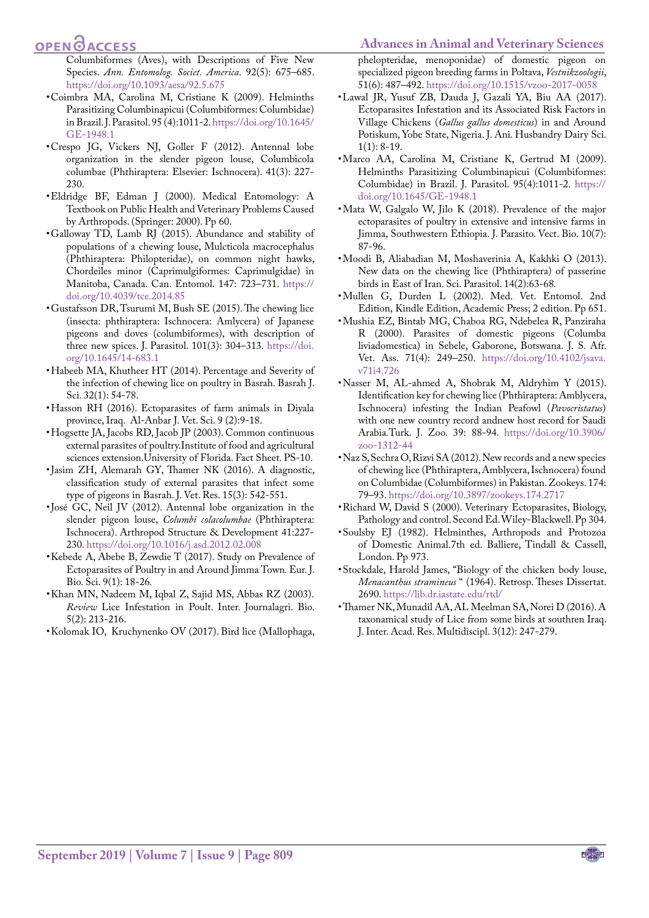Columbiformes (Aves), with Descriptions of Five New Species. *Ann. Entomolog. Societ. America*. 92(5): 675–685. https://doi.org/10.1093/aesa/92.5.675

- Coimbra MA, Carolina M, Cristiane K (2009). Helminths Parasitizing Columbinapicui (Columbiformes: Columbidae) in Brazil. J. Parasitol. 95 (4):1011-2. https://doi.org/10.1645/GE-1948.1
- Crespo JG, Vickers NJ, Goller F (2012). Antennal lobe organization in the slender pigeon louse, Columbicola columbae (Phthiraptera: Elsevier: Ischnocera). 41(3): 227-230.
- Eldridge BF, Edman J (2000). Medical Entomology: A Textbook on Public Health and Veterinary Problems Caused by Arthropods. (Springer: 2000). Pp 60.
- Galloway TD, Lamb RJ (2015). Abundance and stability of populations of a chewing louse, Mulcticola macrocephalus (Phthiraptera: Philopteridae), on common night hawks, Chordeiles minor (Caprimulgiformes: Caprimulgidae) in Manitoba, Canada. Can. Entomol. 147: 723–731. https://doi.org/10.4039/tce.2014.85
- Gustafsson DR, Tsurumi M, Bush SE (2015). The chewing lice (insecta: phthiraptera: Ischnocera: Amlycera) of Japanese pigeons and doves (columbiformes), with description of three new spices. J. Parasitol. 101(3): 304–313. https://doi.org/10.1645/14-683.1
- Habeeb MA, Khutheer HT (2014). Percentage and Severity of the infection of chewing lice on poultry in Basrah. Basrah J. Sci. 32(1): 54-78.
- Hasson RH (2016). Ectoparasites of farm animals in Diyala province, Iraq. Al-Anbar J. Vet. Sci. 9 (2):9-18.
- Hogsette JA, Jacobs RD, Jacob JP (2003). Common continuous external parasites of poultry.Institute of food and agricultural sciences extension.University of Florida. Fact Sheet. PS-10.
- Jasim ZH, Alemarah GY, Thamer NK (2016). A diagnostic, classification study of external parasites that infect some type of pigeons in Basrah. J. Vet. Res. 15(3): 542-551.
- José GC, Neil JV (2012). Antennal lobe organization in the slender pigeon louse, *Columbi colacolumbae* (Phthiraptera: Ischnocera). Arthropod Structure & Development 41:227-230. https://doi.org/10.1016/j.asd.2012.02.008
- Kebede A, Abebe B, Zewdie T (2017). Study on Prevalence of Ectoparasites of Poultry in and Around Jimma Town. Eur. J. Bio. Sci. 9(1): 18-26.
- Khan MN, Nadeem M, Iqbal Z, Sajid MS, Abbas RZ (2003). *Review* Lice Infestation in Poult. Inter. Journalagri. Bio. 5(2): 213-216.
- Kolomak IO, Kruchynenko OV (2017). Bird lice (Mallophaga, phelopteridae, menoponidae) of domestic pigeon on specialized pigeon breeding farms in Poltava, *Vestnikzoologii*, 51(6): 487–492. https://doi.org/10.1515/vzoo-2017-0058
- Lawal JR, Yusuf ZB, Dauda J, Gazali YA, Biu AA (2017). Ectoparasites Infestation and its Associated Risk Factors in Village Chickens (*Gallus gallus domesticus*) in and Around Potiskum, Yobe State, Nigeria. J. Ani. Husbandry Dairy Sci. 1(1): 8-19.
- Marco AA, Carolina M, Cristiane K, Gertrud M (2009). Helminths Parasitizing Columbinapicui (Columbiformes: Columbidae) in Brazil. J. Parasitol. 95(4):1011-2. https://doi.org/10.1645/GE-1948.1
- Mata W, Galgalo W, Jilo K (2018). Prevalence of the major ectoparasites of poultry in extensive and intensive farms in Jimma, Southwestern Ethiopia. J. Parasito. Vect. Bio. 10(7): 87-96.
- Moodi B, Aliabadian M, Moshaverinia A, Kakhki O (2013). New data on the chewing lice (Phthiraptera) of passerine birds in East of Iran. Sci. Parasitol. 14(2):63-68.
- Mullen G, Durden L (2002). Med. Vet. Entomol. 2nd Edition, Kindle Edition, Academic Press; 2 edition. Pp 651.
- Mushia EZ, Bintab MG, Chaboa RG, Ndebelea R, Panziraha R (2000). Parasites of domestic pigeons (Columba liviadomestica) in Sebele, Gaborone, Botswana. J. S. Afr. Vet. Ass. 71(4): 249–250. https://doi.org/10.4102/jsava.v71i4.726
- Nasser M, AL-ahmed A, Shobrak M, Aldryhim Y (2015). Identification key for chewing lice (Phthiraptera: Amblycera, Ischnocera) infesting the Indian Peafowl (*Pavocristatus*) with one new country record andnew host record for Saudi Arabia.Turk. J. Zoo. 39: 88-94. https://doi.org/10.3906/zoo-1312-44
- Naz S, Sechra O, Rizvi SA (2012). New records and a new species of chewing lice (Phthiraptera, Amblycera, Ischnocera) found on Columbidae (Columbiformes) in Pakistan. Zookeys. 174: 79–93. https://doi.org/10.3897/zookeys.174.2717
- Richard W, David S (2000). Veterinary Ectoparasites, Biology, Pathology and control. Second Ed. Wiley-Blackwell. Pp 304.
- Soulsby EJ (1982). Helminthes, Arthropods and Protozoa of Domestic Animal.7th ed. Balliere, Tindall & Cassell, London. Pp 973.
- Stockdale, Harold James, "Biology of the chicken body louse, *Menacanthus stramineus* " (1964). Retrosp. Theses Dissertat. 2690. https://lib.dr.iastate.edu/rtd/
- Thamer NK, Munadil AA, AL Meelman SA, Norei D (2016). A taxonomical study of Lice from some birds at southren Iraq. J. Inter. Acad. Res. Multidiscipl. 3(12): 247-279.